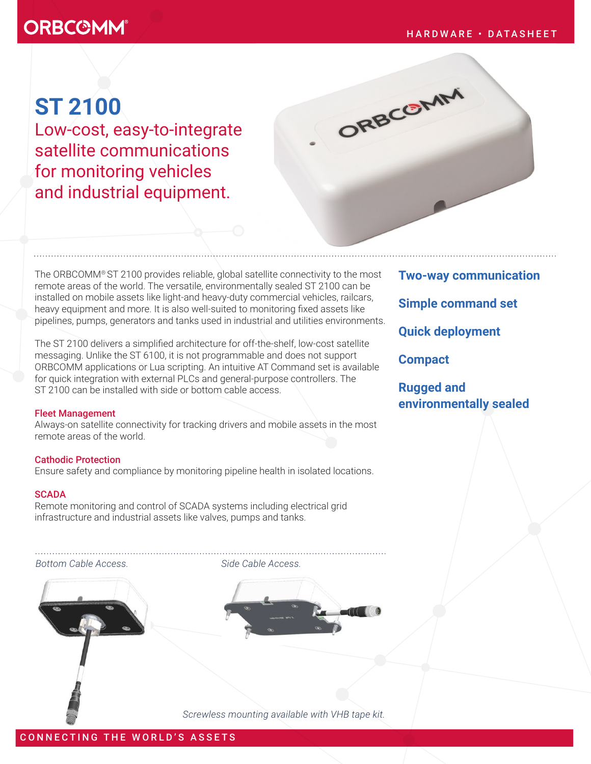# ST 2100

## Low-cost, easy-to-integrate satellite communications for monitoring vehicles and industrial equipment.

The ORBCOMM® ST 2100 provides reliable, global satellite connectivity to the most remote areas of the world. The versatile, environmentally sealed ST 2100 can be installed on mobile assets like light-and heavy-duty commercial vehicles, railcars, heavy equipment and more. It is also well-suited to monitoring fixed assets like pipelines, pumps, generators and tanks used in industrial and utilities environments.

The ST 2100 delivers a simplified architecture for off-the-shelf, low-cost satellite messaging. Unlike the ST 6100, it is not programmable and does not support ORBCOMM applications or Lua scripting. An intuitive AT Command set is available for quick integration with external PLCs and general-purpose controllers. The ST 2100 can be installed with side or bottom cable access.

### Fleet Management

Always-on satellite connectivity for tracking drivers and mobile assets in the most remote areas of the world.

### Cathodic Protection

Ensure safety and compliance by monitoring pipeline health in isolated locations.

### SCADA

Remote monitoring and control of SCADA systems including electrical grid infrastructure and industrial assets like valves, pumps and tanks.

**Two-way communication**

**Simple command set**

**Quick deployment**

**Compact**

**Rugged and environmentally sealed**

*Bottom Cable Access.*

*Side Cable Access.*

*Screwless mounting available with VHB tape kit.*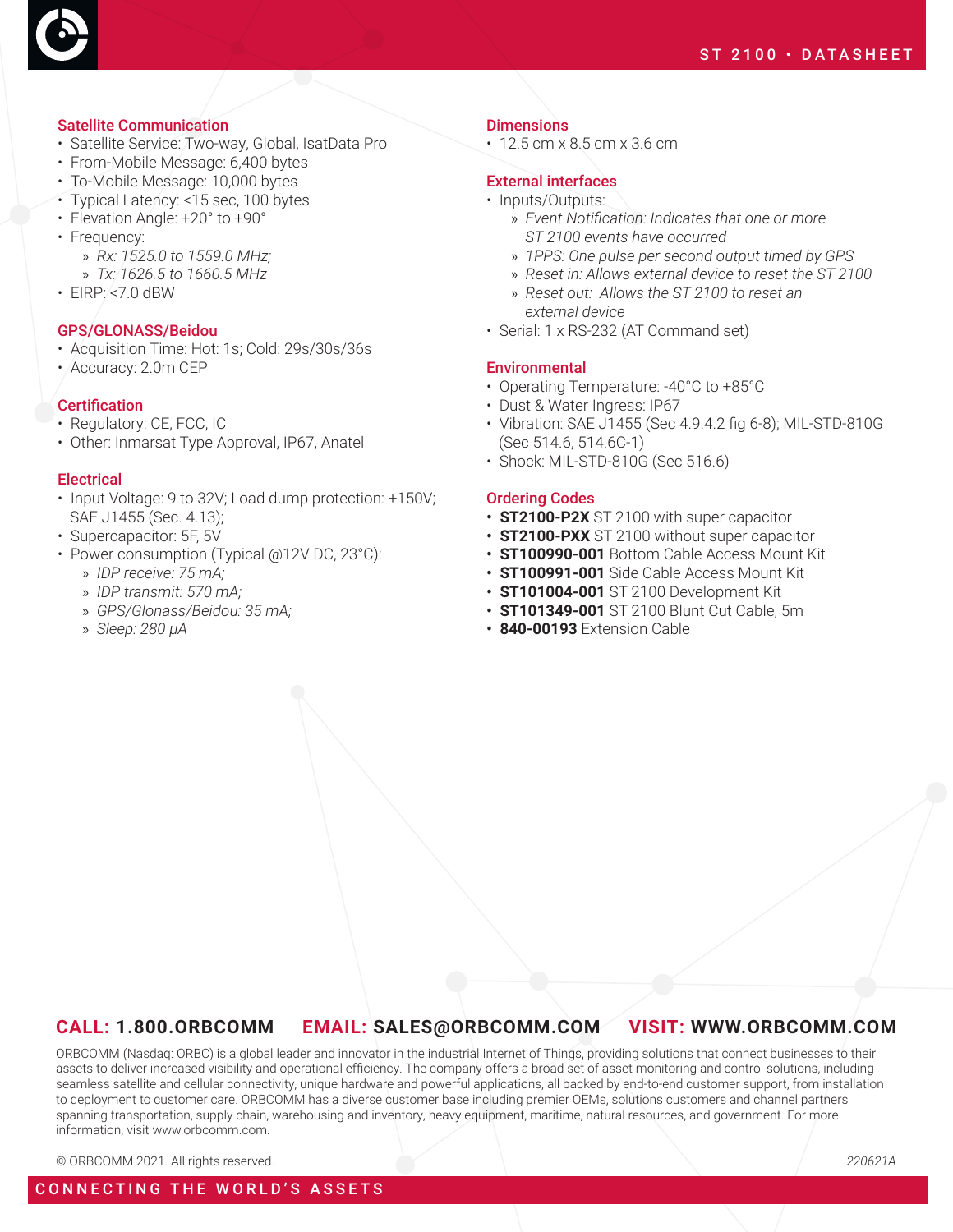## Satellite Communication

- Satellite Service: Two-way, Global, IsatData Pro
- From-Mobile Message: 6,400 bytes
- To-Mobile Message: 10,000 bytes
- Typical Latency: <15 sec, 100 bytes
- Elevation Angle: +20° to +90°
- Frequency:
  - *Rx: 1525.0 to 1559.0 MHz;*
  - *Tx: 1626.5 to 1660.5 MHz*
- EIRP: <7.0 dBW

## GPS/GLONASS/Beidou

- Acquisition Time: Hot: 1s; Cold: 29s/30s/36s
- Accuracy: 2.0m CEP

## Certification

- Regulatory: CE, FCC, IC
- Other: Inmarsat Type Approval, IP67, Anatel

## Electrical

- Input Voltage: 9 to 32V; Load dump protection: +150V; SAE J1455 (Sec. 4.13);
- Supercapacitor: 5F, 5V
- Power consumption (Typical @12V DC, 23°C):
  - *IDP receive: 75 mA;*
  - *IDP transmit: 570 mA;*
  - *GPS/Glonass/Beidou: 35 mA;*
  - *Sleep: 280 µA*

## Dimensions

- 12.5 cm x 8.5 cm x 3.6 cm

## External interfaces

- Inputs/Outputs:
  - *Event Notification: Indicates that one or more ST 2100 events have occurred*
  - *1PPS: One pulse per second output timed by GPS*
  - *Reset in: Allows external device to reset the ST 2100*
  - *Reset out: Allows the ST 2100 to reset an external device*
- Serial: 1 x RS-232 (AT Command set)

## Environmental

- Operating Temperature: -40°C to +85°C
- Dust & Water Ingress: IP67
- Vibration: SAE J1455 (Sec 4.9.4.2 fig 6-8); MIL-STD-810G (Sec 514.6, 514.6C-1)
- Shock: MIL-STD-810G (Sec 516.6)

## Ordering Codes

- **ST2100-P2X** ST 2100 with super capacitor
- **ST2100-PXX** ST 2100 without super capacitor
- **ST100990-001** Bottom Cable Access Mount Kit
- **ST100991-001** Side Cable Access Mount Kit
- **ST101004-001** ST 2100 Development Kit
- **ST101349-001** ST 2100 Blunt Cut Cable, 5m
- **840-00193** Extension Cable

**CALL: 1.800.ORBCOMM** **EMAIL: SALES@ORBCOMM.COM** **VISIT: WWW.ORBCOMM.COM**

ORBCOMM (Nasdaq: ORBC) is a global leader and innovator in the industrial Internet of Things, providing solutions that connect businesses to their assets to deliver increased visibility and operational efficiency. The company offers a broad set of asset monitoring and control solutions, including seamless satellite and cellular connectivity, unique hardware and powerful applications, all backed by end-to-end customer support, from installation to deployment to customer care. ORBCOMM has a diverse customer base including premier OEMs, solutions customers and channel partners spanning transportation, supply chain, warehousing and inventory, heavy equipment, maritime, natural resources, and government. For more information, visit www.orbcomm.com.

© ORBCOMM 2021. All rights reserved.

*220621A*

CONNECTING THE WORLD'S ASSETS